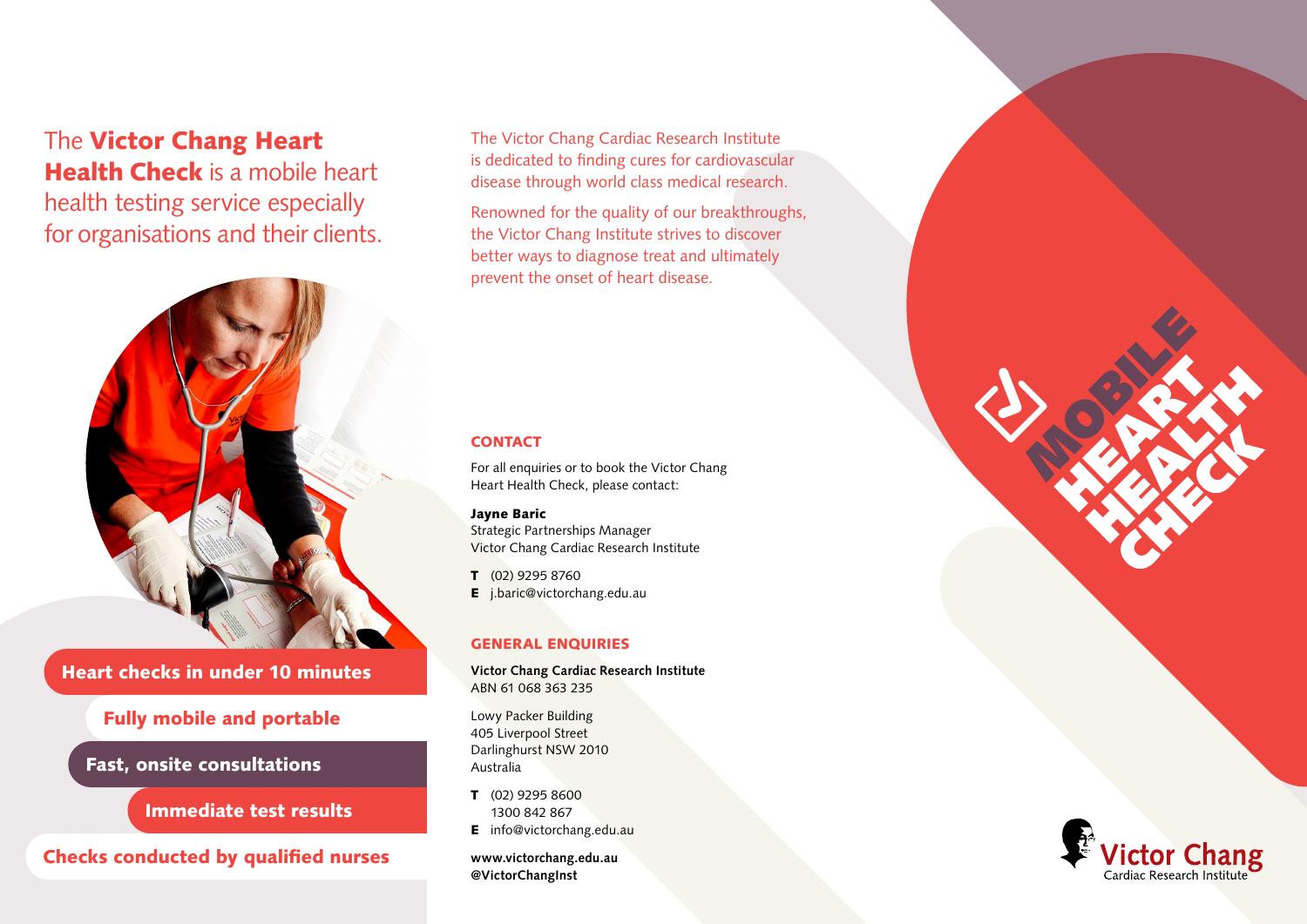The **Victor Chang Heart Health Check** is a mobile heart health testing service especially for organisations and their clients.

**Heart checks in under 10 minutes**

**Fully mobile and portable**

**Fast, onsite consultations**

**Immediate test results**

**Checks conducted by qualified nurses**

The Victor Chang Cardiac Research Institute is dedicated to finding cures for cardiovascular disease through world class medical research.

Renowned for the quality of our breakthroughs, the Victor Chang Institute strives to discover better ways to diagnose treat and ultimately prevent the onset of heart disease.

## CONTACT

For all enquiries or to book the Victor Chang Heart Health Check, please contact:

**Jayne Baric**
Strategic Partnerships Manager
Victor Chang Cardiac Research Institute

**T** (02) 9295 8760
**E** j.baric@victorchang.edu.au

## GENERAL ENQUIRIES

**Victor Chang Cardiac Research Institute**
ABN 61 068 363 235

Lowy Packer Building
405 Liverpool Street
Darlinghurst NSW 2010
Australia

**T** (02) 9295 8600
1300 842 867
**E** info@victorchang.edu.au

**www.victorchang.edu.au**
**@VictorChangInst**

# MOBILE HEART HEALTH CHECK

Victor Chang
Cardiac Research Institute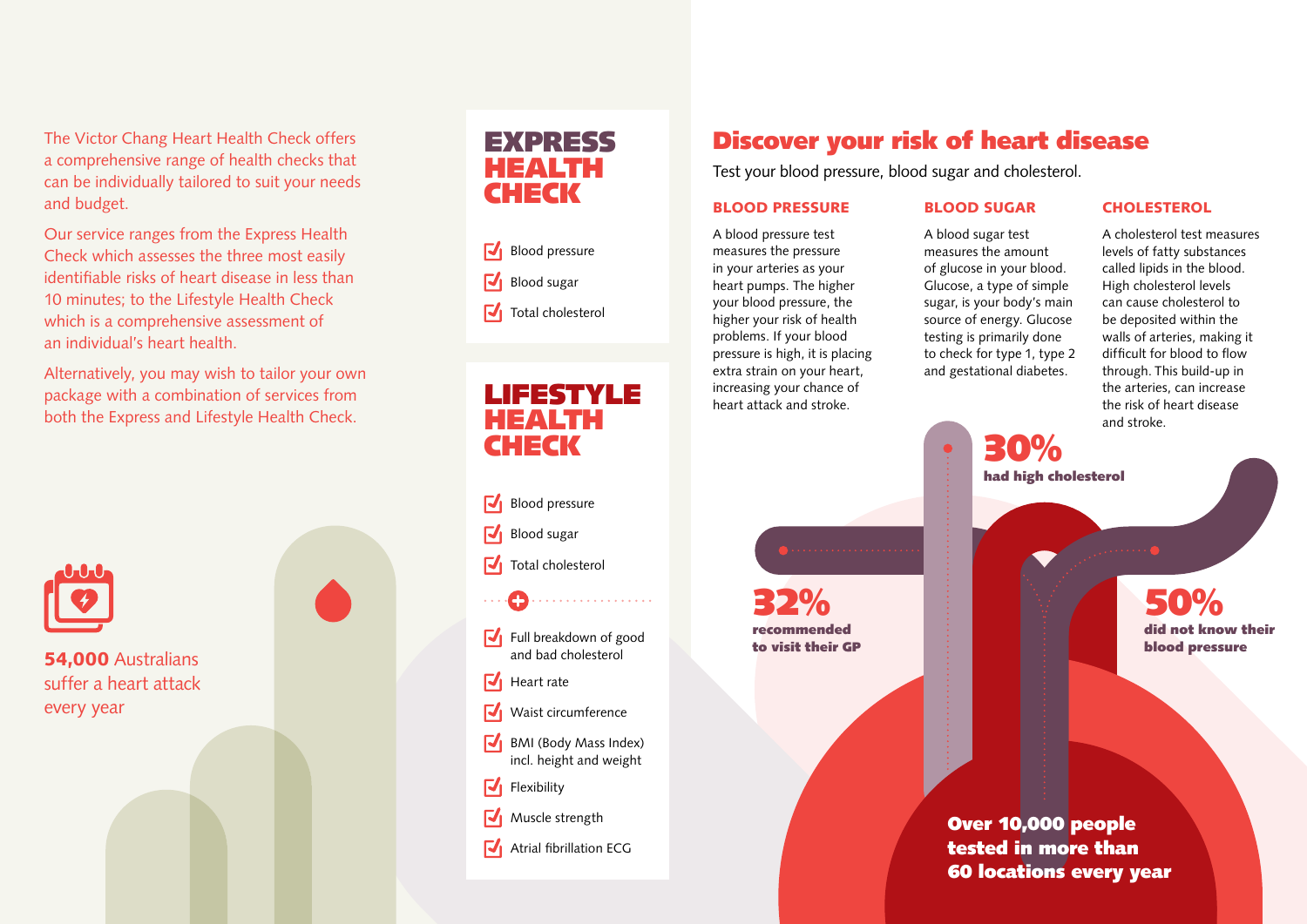The Victor Chang Heart Health Check offers a comprehensive range of health checks that can be individually tailored to suit your needs and budget.

Our service ranges from the Express Health Check which assesses the three most easily identifiable risks of heart disease in less than 10 minutes; to the Lifestyle Health Check which is a comprehensive assessment of an individual's heart health.

Alternatively, you may wish to tailor your own package with a combination of services from both the Express and Lifestyle Health Check.

**54,000** Australians suffer a heart attack every year

## EXPRESS HEALTH CHECK

- Blood pressure
- Blood sugar
- Total cholesterol

## LIFESTYLE HEALTH CHECK

- Blood pressure
- Blood sugar
- Total cholesterol

+

- Full breakdown of good and bad cholesterol
- Heart rate
- Waist circumference
- BMI (Body Mass Index) incl. height and weight
- Flexibility
- Muscle strength
- Atrial fibrillation ECG

# Discover your risk of heart disease

Test your blood pressure, blood sugar and cholesterol.

### BLOOD PRESSURE

A blood pressure test measures the pressure in your arteries as your heart pumps. The higher your blood pressure, the higher your risk of health problems. If your blood pressure is high, it is placing extra strain on your heart, increasing your chance of heart attack and stroke.

### BLOOD SUGAR

A blood sugar test measures the amount of glucose in your blood. Glucose, a type of simple sugar, is your body's main source of energy. Glucose testing is primarily done to check for type 1, type 2 and gestational diabetes.

### CHOLESTEROL

A cholesterol test measures levels of fatty substances called lipids in the blood. High cholesterol levels can cause cholesterol to be deposited within the walls of arteries, making it difficult for blood to flow through. This build-up in the arteries, can increase the risk of heart disease and stroke.

**30%** had high cholesterol

**32%** recommended to visit their GP

**50%** did not know their blood pressure

**Over 10,000 people tested in more than 60 locations every year**